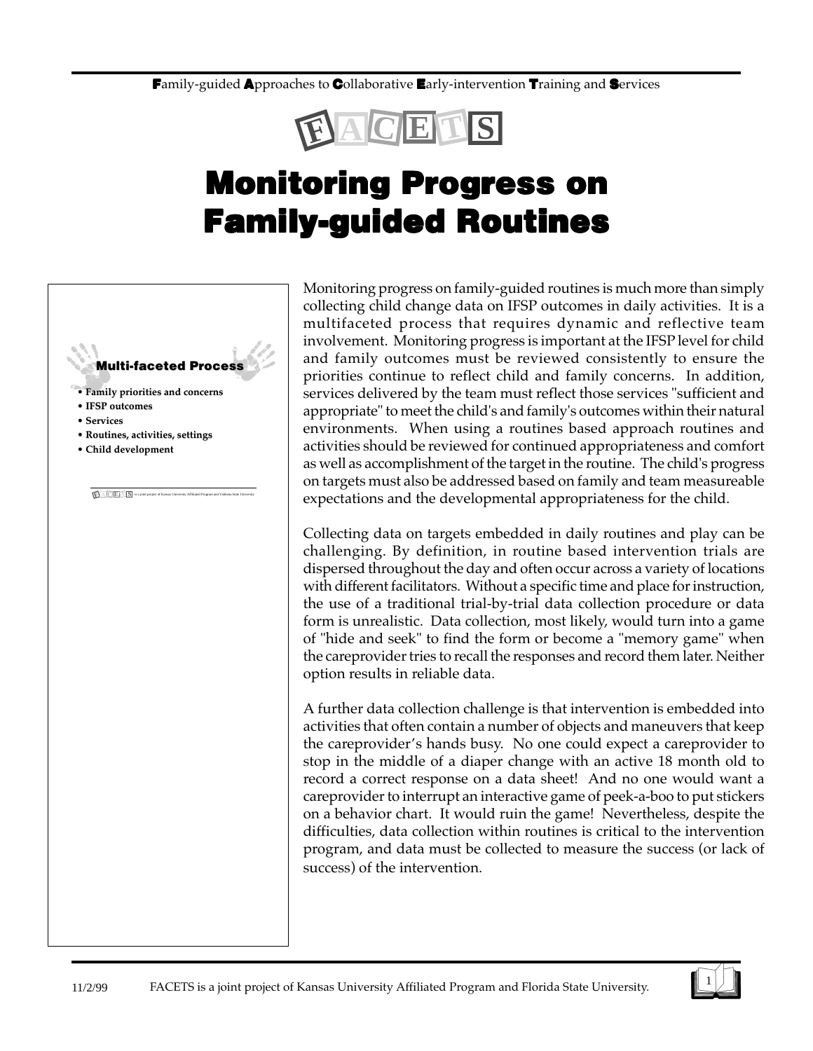**F**amily-guided **A**pproaches to **C**ollaborative **E**arly-intervention **T**raining and **S**ervices

FACETS

# Monitoring Progress on Family-guided Routines

**Multi-faceted Process**

- **Family priorities and concerns**
- **IFSP outcomes**
- **Services**
- **Routines, activities, settings**
- **Child development**

FACETS is a joint project of Kansas University Affiliated Program and Valdosta State University

Monitoring progress on family-guided routines is much more than simply collecting child change data on IFSP outcomes in daily activities. It is a multifaceted process that requires dynamic and reflective team involvement. Monitoring progress is important at the IFSP level for child and family outcomes must be reviewed consistently to ensure the priorities continue to reflect child and family concerns. In addition, services delivered by the team must reflect those services "sufficient and appropriate" to meet the child's and family's outcomes within their natural environments. When using a routines based approach routines and activities should be reviewed for continued appropriateness and comfort as well as accomplishment of the target in the routine. The child's progress on targets must also be addressed based on family and team measureable expectations and the developmental appropriateness for the child.

Collecting data on targets embedded in daily routines and play can be challenging. By definition, in routine based intervention trials are dispersed throughout the day and often occur across a variety of locations with different facilitators. Without a specific time and place for instruction, the use of a traditional trial-by-trial data collection procedure or data form is unrealistic. Data collection, most likely, would turn into a game of "hide and seek" to find the form or become a "memory game" when the careprovider tries to recall the responses and record them later. Neither option results in reliable data.

A further data collection challenge is that intervention is embedded into activities that often contain a number of objects and maneuvers that keep the careprovider's hands busy. No one could expect a careprovider to stop in the middle of a diaper change with an active 18 month old to record a correct response on a data sheet! And no one would want a careprovider to interrupt an interactive game of peek-a-boo to put stickers on a behavior chart. It would ruin the game! Nevertheless, despite the difficulties, data collection within routines is critical to the intervention program, and data must be collected to measure the success (or lack of success) of the intervention.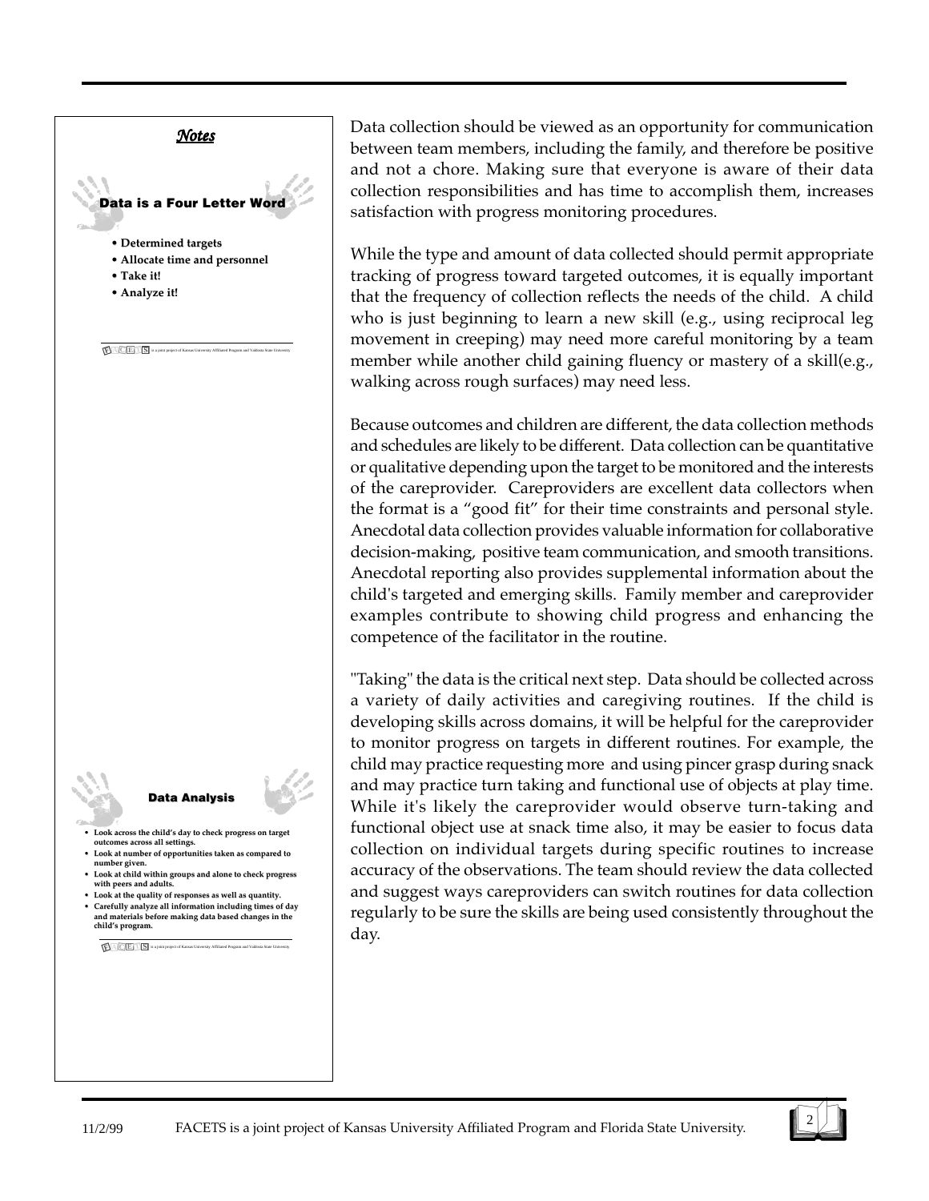## Notes

### Data is a Four Letter Word

- Determined targets
- Allocate time and personnel
- Take it!
- Analyze it!

FACETS is a joint project of Kansas University Affiliated Program and Valdosta State University

### Data Analysis

- Look across the child's day to check progress on target outcomes across all settings.
- Look at number of opportunities taken as compared to number given.
- Look at child within groups and alone to check progress with peers and adults.
- Look at the quality of responses as well as quantity.
- Carefully analyze all information including times of day and materials before making data based changes in the child's program.

FACETS is a joint project of Kansas University Affiliated Program and Valdosta State University

Data collection should be viewed as an opportunity for communication between team members, including the family, and therefore be positive and not a chore. Making sure that everyone is aware of their data collection responsibilities and has time to accomplish them, increases satisfaction with progress monitoring procedures.

While the type and amount of data collected should permit appropriate tracking of progress toward targeted outcomes, it is equally important that the frequency of collection reflects the needs of the child. A child who is just beginning to learn a new skill (e.g., using reciprocal leg movement in creeping) may need more careful monitoring by a team member while another child gaining fluency or mastery of a skill(e.g., walking across rough surfaces) may need less.

Because outcomes and children are different, the data collection methods and schedules are likely to be different. Data collection can be quantitative or qualitative depending upon the target to be monitored and the interests of the careprovider. Careproviders are excellent data collectors when the format is a "good fit" for their time constraints and personal style. Anecdotal data collection provides valuable information for collaborative decision-making, positive team communication, and smooth transitions. Anecdotal reporting also provides supplemental information about the child's targeted and emerging skills. Family member and careprovider examples contribute to showing child progress and enhancing the competence of the facilitator in the routine.

"Taking" the data is the critical next step. Data should be collected across a variety of daily activities and caregiving routines. If the child is developing skills across domains, it will be helpful for the careprovider to monitor progress on targets in different routines. For example, the child may practice requesting more and using pincer grasp during snack and may practice turn taking and functional use of objects at play time. While it's likely the careprovider would observe turn-taking and functional object use at snack time also, it may be easier to focus data collection on individual targets during specific routines to increase accuracy of the observations. The team should review the data collected and suggest ways careproviders can switch routines for data collection regularly to be sure the skills are being used consistently throughout the day.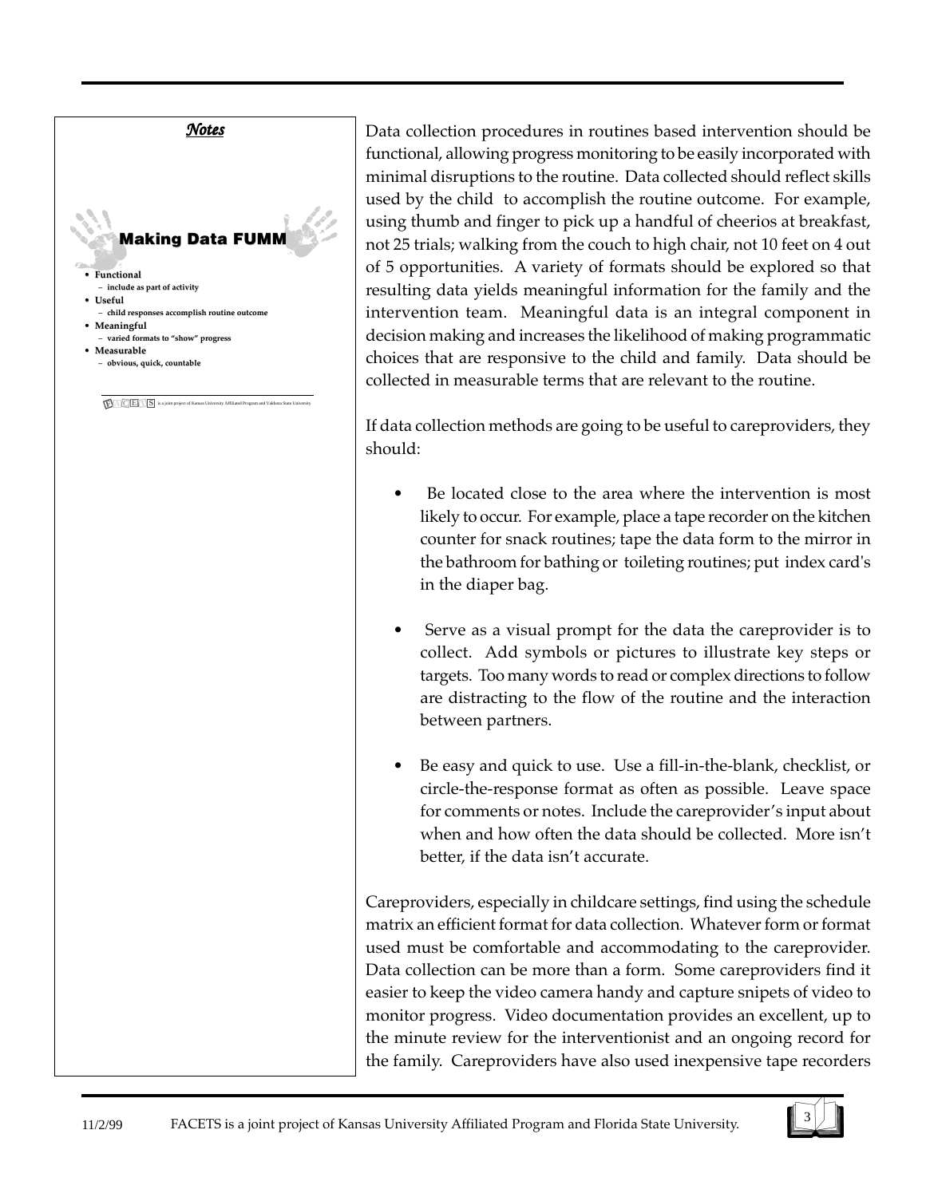*Notes*

**Making Data FUMM**

- **Functional**
  - include as part of activity
- **Useful**
  - child responses accomplish routine outcome
- **Meaningful**
  - varied formats to "show" progress
- **Measurable**
  - obvious, quick, countable

FACETS is a joint project of Kansas University Affiliated Program and Valdosta State University

Data collection procedures in routines based intervention should be functional, allowing progress monitoring to be easily incorporated with minimal disruptions to the routine. Data collected should reflect skills used by the child to accomplish the routine outcome. For example, using thumb and finger to pick up a handful of cheerios at breakfast, not 25 trials; walking from the couch to high chair, not 10 feet on 4 out of 5 opportunities. A variety of formats should be explored so that resulting data yields meaningful information for the family and the intervention team. Meaningful data is an integral component in decision making and increases the likelihood of making programmatic choices that are responsive to the child and family. Data should be collected in measurable terms that are relevant to the routine.

If data collection methods are going to be useful to careproviders, they should:

- Be located close to the area where the intervention is most likely to occur. For example, place a tape recorder on the kitchen counter for snack routines; tape the data form to the mirror in the bathroom for bathing or toileting routines; put index card's in the diaper bag.
- Serve as a visual prompt for the data the careprovider is to collect. Add symbols or pictures to illustrate key steps or targets. Too many words to read or complex directions to follow are distracting to the flow of the routine and the interaction between partners.
- Be easy and quick to use. Use a fill-in-the-blank, checklist, or circle-the-response format as often as possible. Leave space for comments or notes. Include the careprovider's input about when and how often the data should be collected. More isn't better, if the data isn't accurate.

Careproviders, especially in childcare settings, find using the schedule matrix an efficient format for data collection. Whatever form or format used must be comfortable and accommodating to the careprovider. Data collection can be more than a form. Some careproviders find it easier to keep the video camera handy and capture snipets of video to monitor progress. Video documentation provides an excellent, up to the minute review for the interventionist and an ongoing record for the family. Careproviders have also used inexpensive tape recorders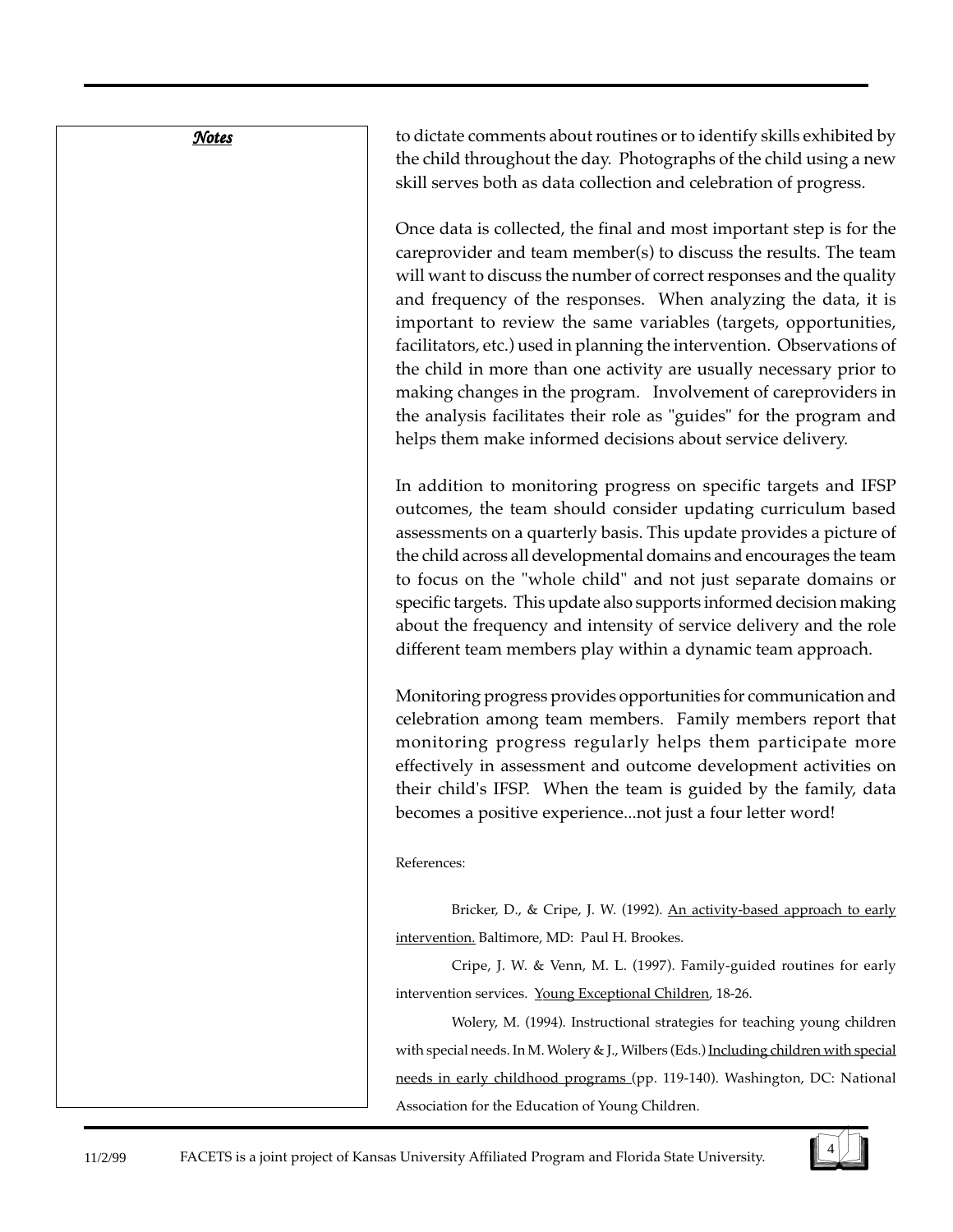***Notes***

to dictate comments about routines or to identify skills exhibited by the child throughout the day. Photographs of the child using a new skill serves both as data collection and celebration of progress.

Once data is collected, the final and most important step is for the careprovider and team member(s) to discuss the results. The team will want to discuss the number of correct responses and the quality and frequency of the responses. When analyzing the data, it is important to review the same variables (targets, opportunities, facilitators, etc.) used in planning the intervention. Observations of the child in more than one activity are usually necessary prior to making changes in the program. Involvement of careproviders in the analysis facilitates their role as "guides" for the program and helps them make informed decisions about service delivery.

In addition to monitoring progress on specific targets and IFSP outcomes, the team should consider updating curriculum based assessments on a quarterly basis. This update provides a picture of the child across all developmental domains and encourages the team to focus on the "whole child" and not just separate domains or specific targets. This update also supports informed decision making about the frequency and intensity of service delivery and the role different team members play within a dynamic team approach.

Monitoring progress provides opportunities for communication and celebration among team members. Family members report that monitoring progress regularly helps them participate more effectively in assessment and outcome development activities on their child's IFSP. When the team is guided by the family, data becomes a positive experience...not just a four letter word!

References:

Bricker, D., & Cripe, J. W. (1992). An activity-based approach to early intervention. Baltimore, MD: Paul H. Brookes.

Cripe, J. W. & Venn, M. L. (1997). Family-guided routines for early intervention services. Young Exceptional Children, 18-26.

Wolery, M. (1994). Instructional strategies for teaching young children with special needs. In M. Wolery & J., Wilbers (Eds.) Including children with special needs in early childhood programs (pp. 119-140). Washington, DC: National Association for the Education of Young Children.

11/2/99 FACETS is a joint project of Kansas University Affiliated Program and Florida State University.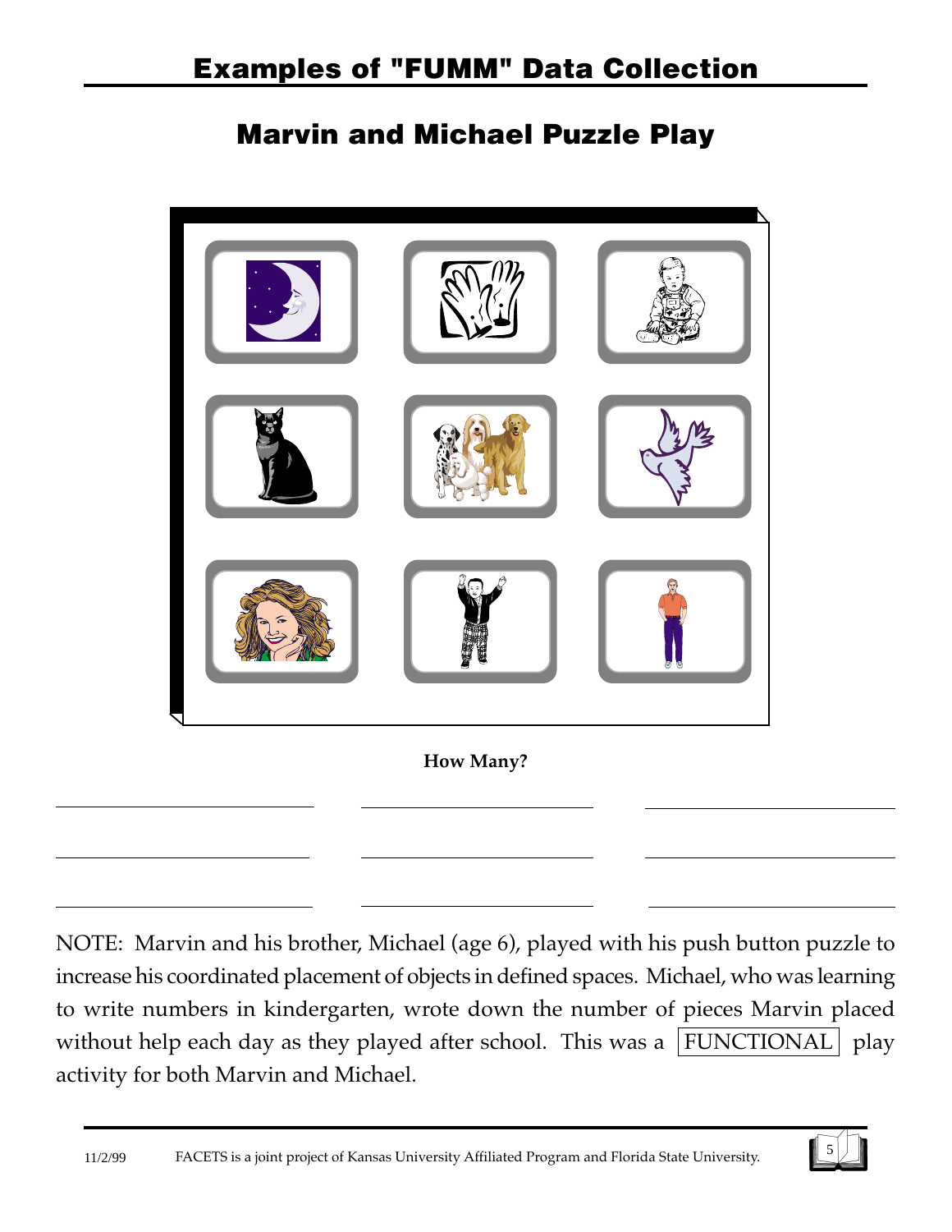# Examples of "FUMM" Data Collection

## Marvin and Michael Puzzle Play

**How Many?**

NOTE: Marvin and his brother, Michael (age 6), played with his push button puzzle to increase his coordinated placement of objects in defined spaces. Michael, who was learning to write numbers in kindergarten, wrote down the number of pieces Marvin placed without help each day as they played after school. This was a FUNCTIONAL play activity for both Marvin and Michael.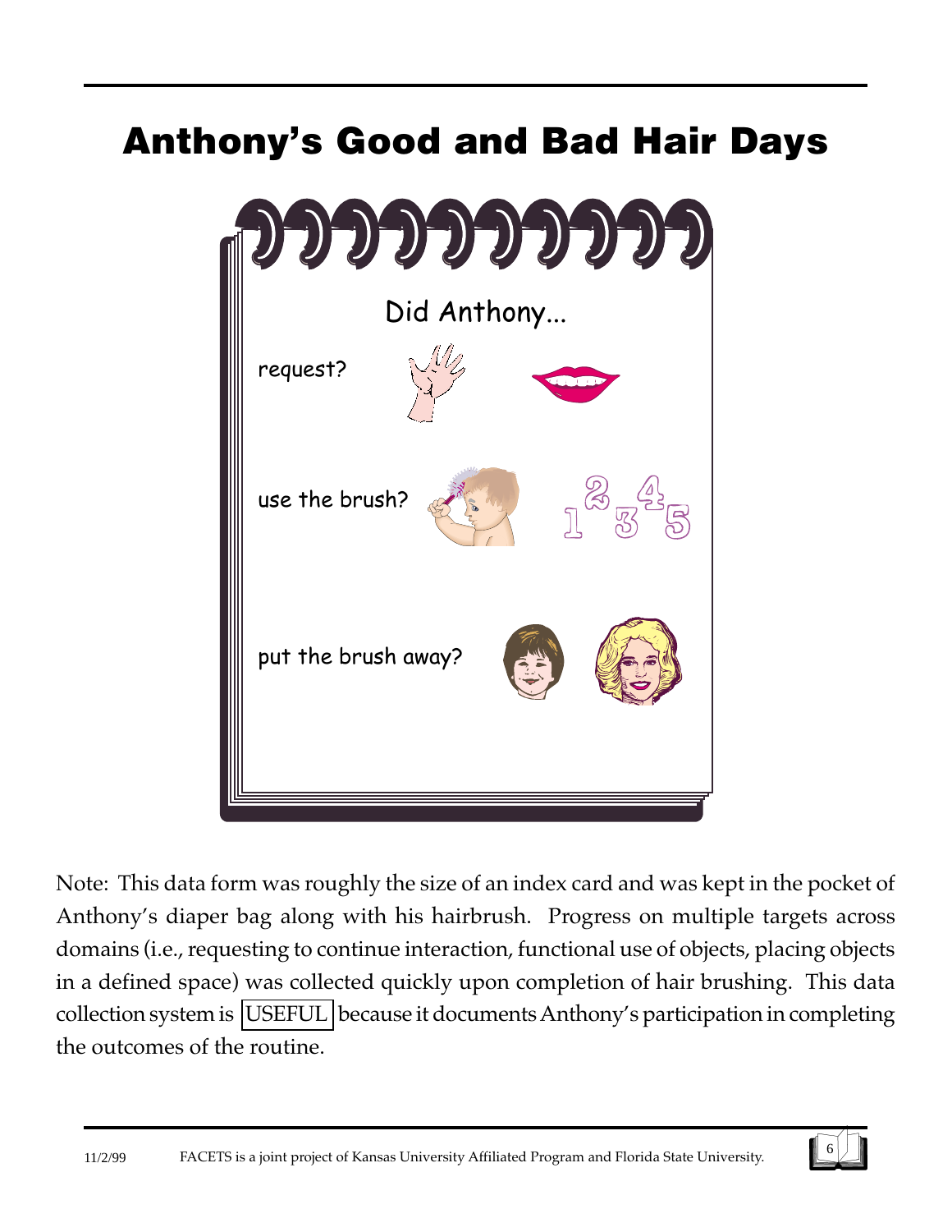# Anthony's Good and Bad Hair Days

Did Anthony...

request?

use the brush?

put the brush away?

Note: This data form was roughly the size of an index card and was kept in the pocket of Anthony's diaper bag along with his hairbrush. Progress on multiple targets across domains (i.e., requesting to continue interaction, functional use of objects, placing objects in a defined space) was collected quickly upon completion of hair brushing. This data collection system is USEFUL because it documents Anthony's participation in completing the outcomes of the routine.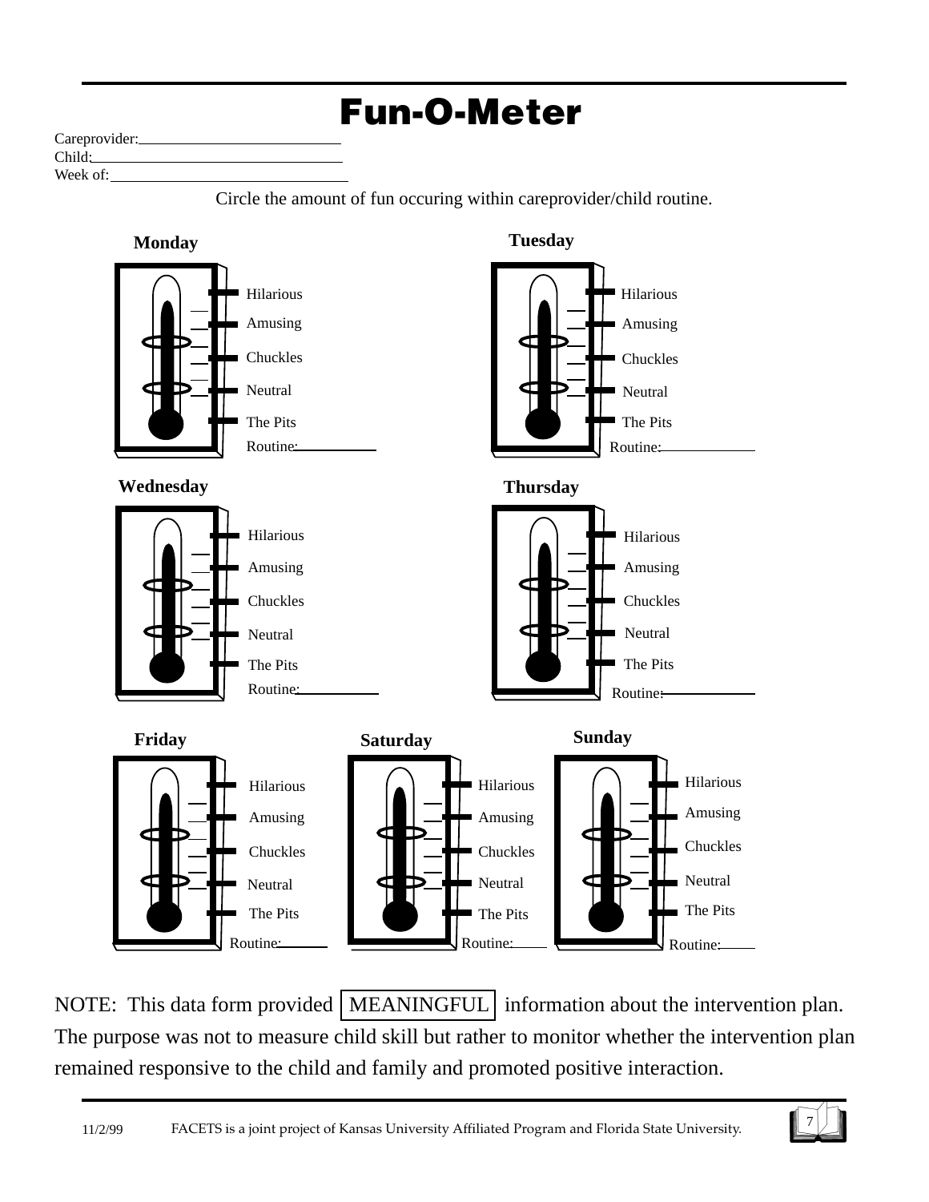# Fun-O-Meter

Careprovider:\_\_\_\_\_\_\_\_\_\_\_\_\_\_\_\_\_\_\_\_\_\_\_\_

Child:\_\_\_\_\_\_\_\_\_\_\_\_\_\_\_\_\_\_\_\_\_\_\_\_\_\_\_\_\_\_

Week of:\_\_\_\_\_\_\_\_\_\_\_\_\_\_\_\_\_\_\_\_\_\_\_\_\_\_\_

Circle the amount of fun occuring within careprovider/child routine.

**Monday**

Hilarious
Amusing
Chuckles
Neutral
The Pits
Routine:\_\_\_\_\_\_\_\_\_\_

**Tuesday**

Hilarious
Amusing
Chuckles
Neutral
The Pits
Routine:\_\_\_\_\_\_\_\_\_\_

**Wednesday**

Hilarious
Amusing
Chuckles
Neutral
The Pits
Routine:\_\_\_\_\_\_\_\_\_\_

**Thursday**

Hilarious
Amusing
Chuckles
Neutral
The Pits
Routine:\_\_\_\_\_\_\_\_\_\_

**Friday**

Hilarious
Amusing
Chuckles
Neutral
The Pits
Routine:\_\_\_\_\_\_

**Saturday**

Hilarious
Amusing
Chuckles
Neutral
The Pits
Routine:\_\_\_\_\_\_

**Sunday**

Hilarious
Amusing
Chuckles
Neutral
The Pits
Routine:\_\_\_\_\_\_

NOTE: This data form provided MEANINGFUL information about the intervention plan. The purpose was not to measure child skill but rather to monitor whether the intervention plan remained responsive to the child and family and promoted positive interaction.

11/2/99 FACETS is a joint project of Kansas University Affiliated Program and Florida State University.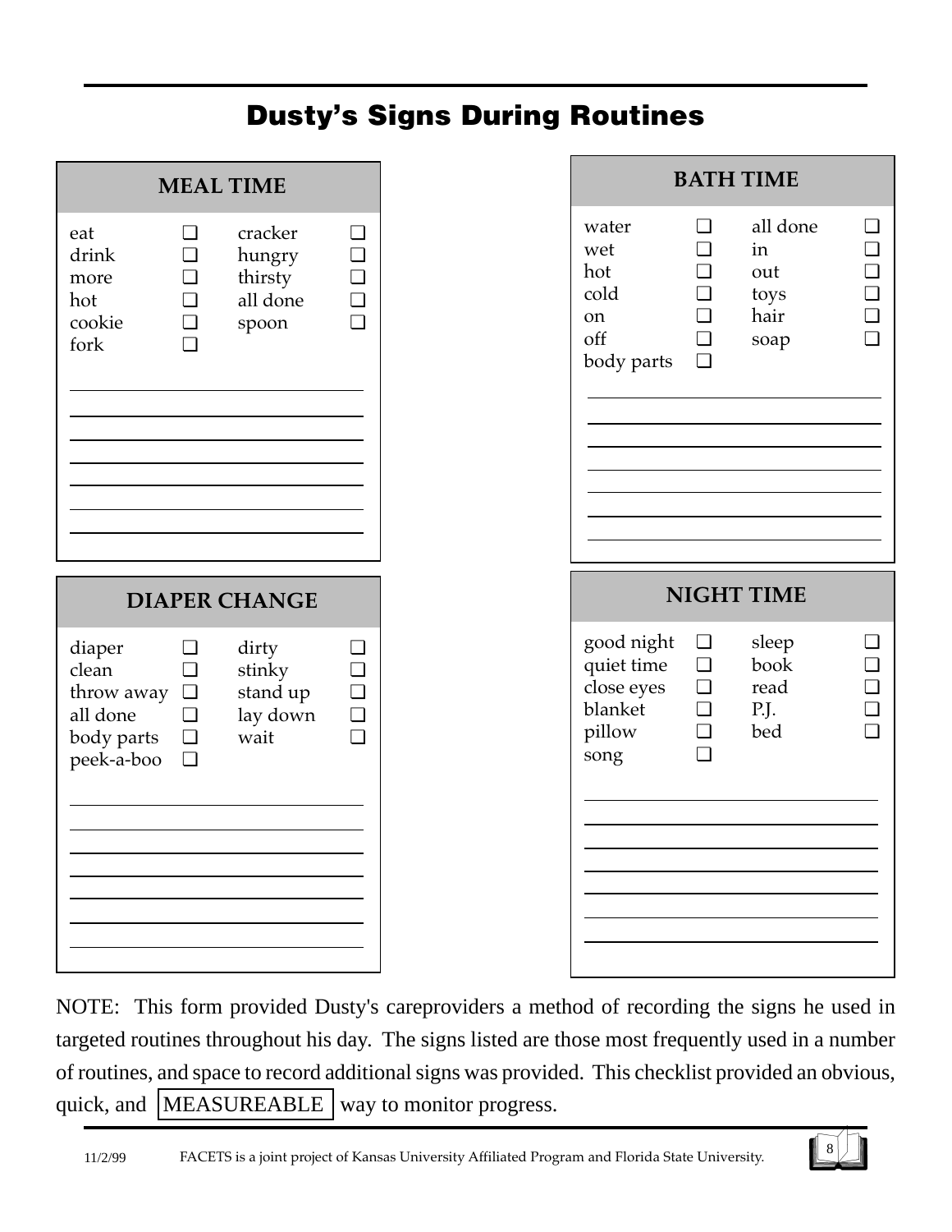# Dusty's Signs During Routines

## MEAL TIME

| | | | |
|---|---|---|---|
| eat | ❑ | cracker | ❑ |
| drink | ❑ | hungry | ❑ |
| more | ❑ | thirsty | ❑ |
| hot | ❑ | all done | ❑ |
| cookie | ❑ | spoon | ❑ |
| fork | ❑ | | |

## BATH TIME

| | | | |
|---|---|---|---|
| water | ❑ | all done | ❑ |
| wet | ❑ | in | ❑ |
| hot | ❑ | out | ❑ |
| cold | ❑ | toys | ❑ |
| on | ❑ | hair | ❑ |
| off | ❑ | soap | ❑ |
| body parts | ❑ | | |

## DIAPER CHANGE

| | | | |
|---|---|---|---|
| diaper | ❑ | dirty | ❑ |
| clean | ❑ | stinky | ❑ |
| throw away | ❑ | stand up | ❑ |
| all done | ❑ | lay down | ❑ |
| body parts | ❑ | wait | ❑ |
| peek-a-boo | ❑ | | |

## NIGHT TIME

| | | | |
|---|---|---|---|
| good night | ❑ | sleep | ❑ |
| quiet time | ❑ | book | ❑ |
| close eyes | ❑ | read | ❑ |
| blanket | ❑ | P.J. | ❑ |
| pillow | ❑ | bed | ❑ |
| song | ❑ | | |

NOTE: This form provided Dusty's careproviders a method of recording the signs he used in targeted routines throughout his day. The signs listed are those most frequently used in a number of routines, and space to record additional signs was provided. This checklist provided an obvious, quick, and MEASUREABLE way to monitor progress.

11/2/99 FACETS is a joint project of Kansas University Affiliated Program and Florida State University.